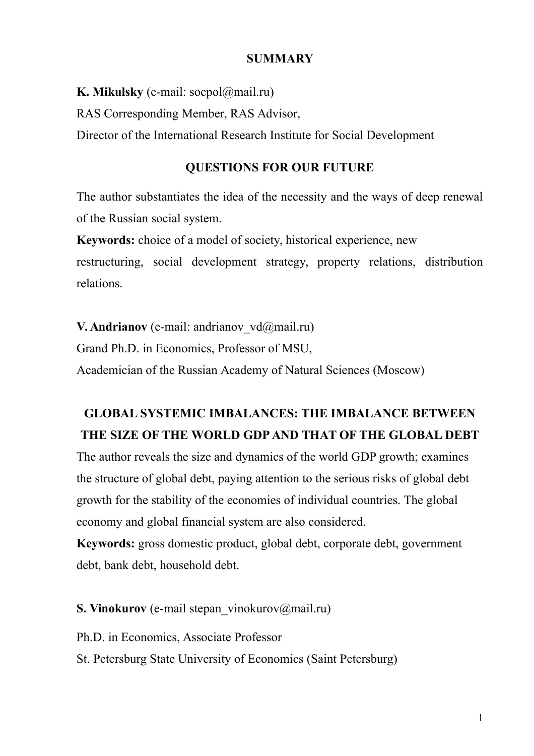# SUMMARY

**K. Mikulsky** (e-mail: socpol@mail.ru)
RAS Corresponding Member, RAS Advisor,
Director of the International Research Institute for Social Development

## QUESTIONS FOR OUR FUTURE

The author substantiates the idea of the necessity and the ways of deep renewal of the Russian social system.

**Keywords:** choice of a model of society, historical experience, new restructuring, social development strategy, property relations, distribution relations.

**V. Andrianov** (e-mail: andrianov_vd@mail.ru)
Grand Ph.D. in Economics, Professor of MSU,
Academician of the Russian Academy of Natural Sciences (Moscow)

## GLOBAL SYSTEMIC IMBALANCES: THE IMBALANCE BETWEEN THE SIZE OF THE WORLD GDP AND THAT OF THE GLOBAL DEBT

The author reveals the size and dynamics of the world GDP growth; examines the structure of global debt, paying attention to the serious risks of global debt growth for the stability of the economies of individual countries. The global economy and global financial system are also considered.

**Keywords:** gross domestic product, global debt, corporate debt, government debt, bank debt, household debt.

**S. Vinokurov** (e-mail stepan_vinokurov@mail.ru)

Ph.D. in Economics, Associate Professor
St. Petersburg State University of Economics (Saint Petersburg)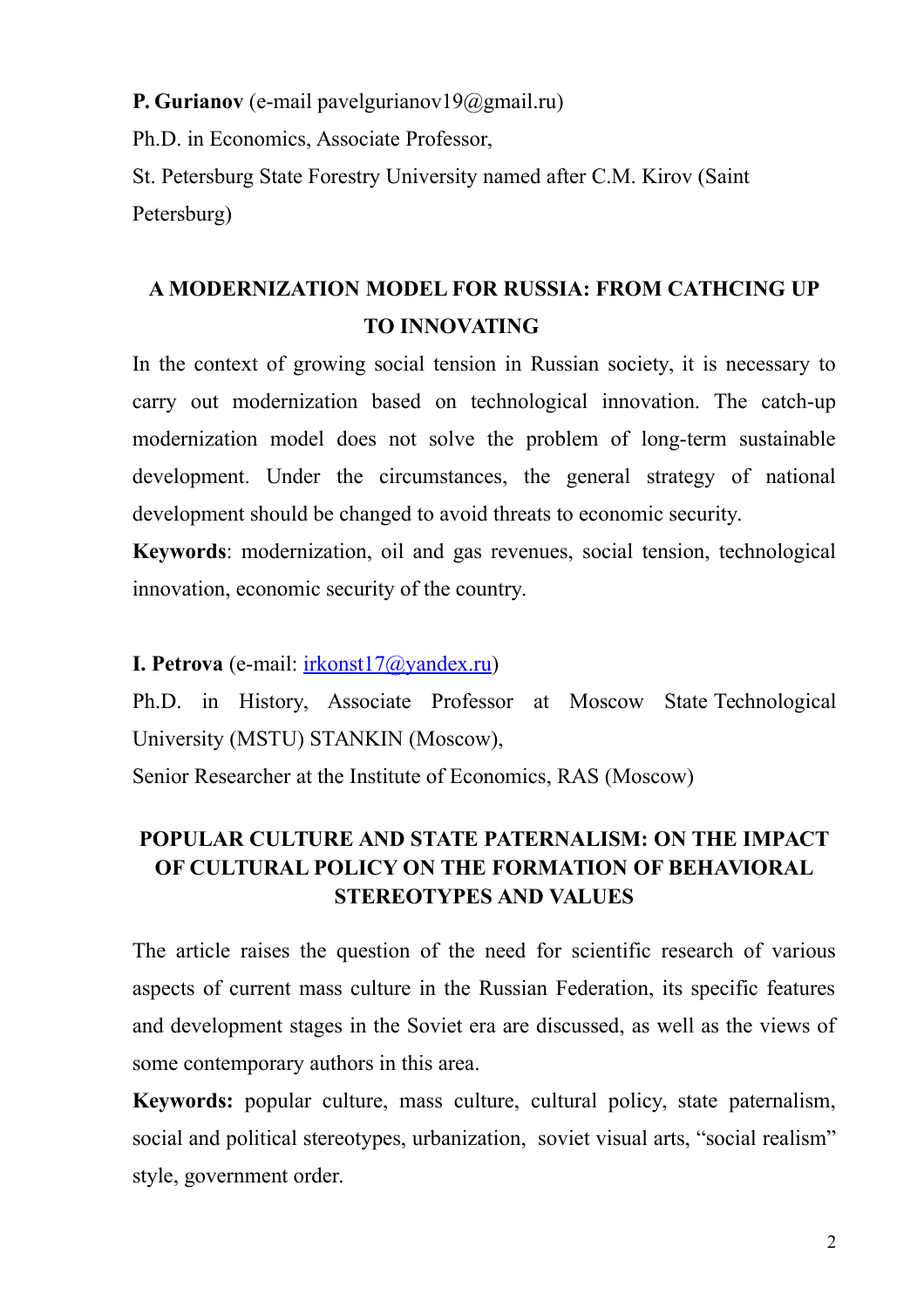**P. Gurianov** (e-mail pavelgurianov19@gmail.ru)

Ph.D. in Economics, Associate Professor,

St. Petersburg State Forestry University named after C.M. Kirov (Saint Petersburg)

## A MODERNIZATION MODEL FOR RUSSIA: FROM CATHCING UP TO INNOVATING

In the context of growing social tension in Russian society, it is necessary to carry out modernization based on technological innovation. The catch-up modernization model does not solve the problem of long-term sustainable development. Under the circumstances, the general strategy of national development should be changed to avoid threats to economic security.

**Keywords**: modernization, oil and gas revenues, social tension, technological innovation, economic security of the country.

**I. Petrova** (e-mail: irkonst17@yandex.ru)

Ph.D. in History, Associate Professor at Moscow State Technological University (MSTU) STANKIN (Moscow),

Senior Researcher at the Institute of Economics, RAS (Moscow)

## POPULAR CULTURE AND STATE PATERNALISM: ON THE IMPACT OF CULTURAL POLICY ON THE FORMATION OF BEHAVIORAL STEREOTYPES AND VALUES

The article raises the question of the need for scientific research of various aspects of current mass culture in the Russian Federation, its specific features and development stages in the Soviet era are discussed, as well as the views of some contemporary authors in this area.

**Keywords:** popular culture, mass culture, cultural policy, state paternalism, social and political stereotypes, urbanization, soviet visual arts, "social realism" style, government order.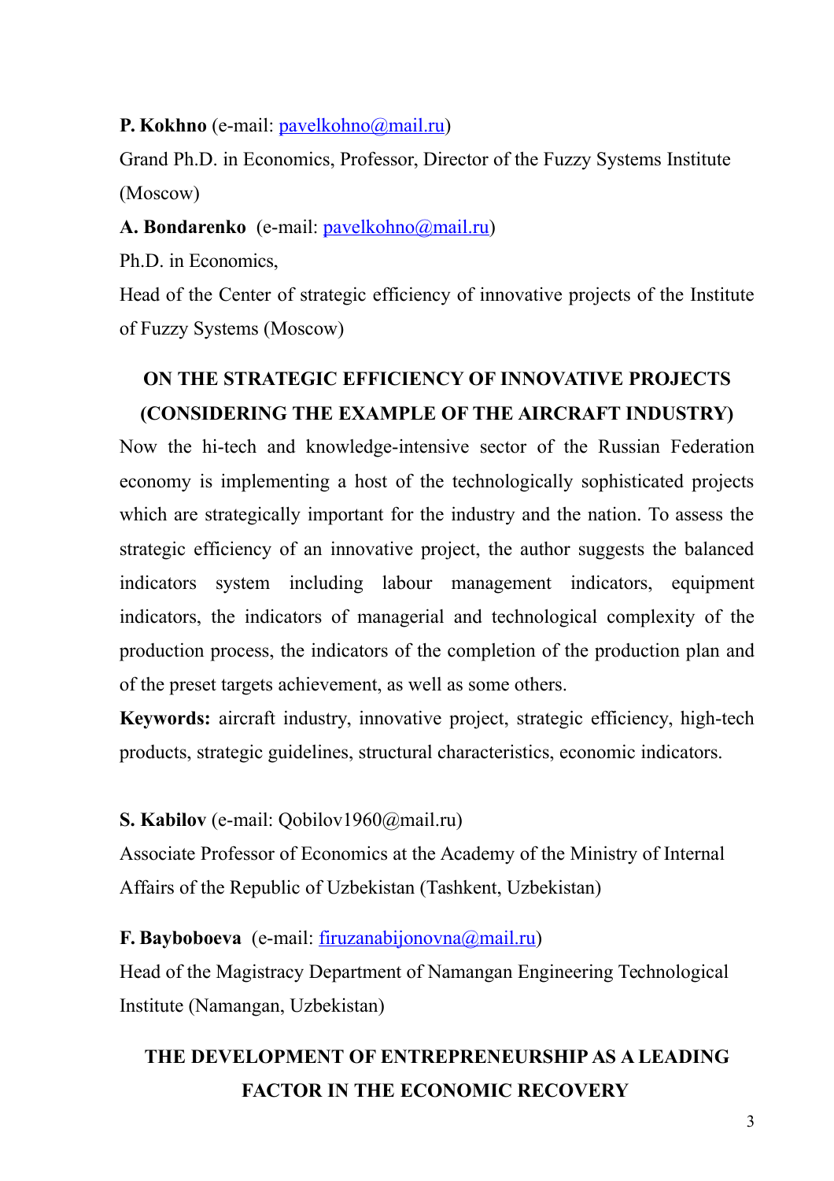**P. Kokhno** (e-mail: pavelkohno@mail.ru)

Grand Ph.D. in Economics, Professor, Director of the Fuzzy Systems Institute (Moscow)

**A. Bondarenko** (e-mail: pavelkohno@mail.ru)

Ph.D. in Economics,

Head of the Center of strategic efficiency of innovative projects of the Institute of Fuzzy Systems (Moscow)

## ON THE STRATEGIC EFFICIENCY OF INNOVATIVE PROJECTS (CONSIDERING THE EXAMPLE OF THE AIRCRAFT INDUSTRY)

Now the hi-tech and knowledge-intensive sector of the Russian Federation economy is implementing a host of the technologically sophisticated projects which are strategically important for the industry and the nation. To assess the strategic efficiency of an innovative project, the author suggests the balanced indicators system including labour management indicators, equipment indicators, the indicators of managerial and technological complexity of the production process, the indicators of the completion of the production plan and of the preset targets achievement, as well as some others.

**Keywords:** aircraft industry, innovative project, strategic efficiency, high-tech products, strategic guidelines, structural characteristics, economic indicators.

**S. Kabilov** (e-mail: Qobilov1960@mail.ru)

Associate Professor of Economics at the Academy of the Ministry of Internal Affairs of the Republic of Uzbekistan (Tashkent, Uzbekistan)

**F. Bayboboeva** (e-mail: firuzanabijonovna@mail.ru)

Head of the Magistracy Department of Namangan Engineering Technological Institute (Namangan, Uzbekistan)

## THE DEVELOPMENT OF ENTREPRENEURSHIP AS A LEADING FACTOR IN THE ECONOMIC RECOVERY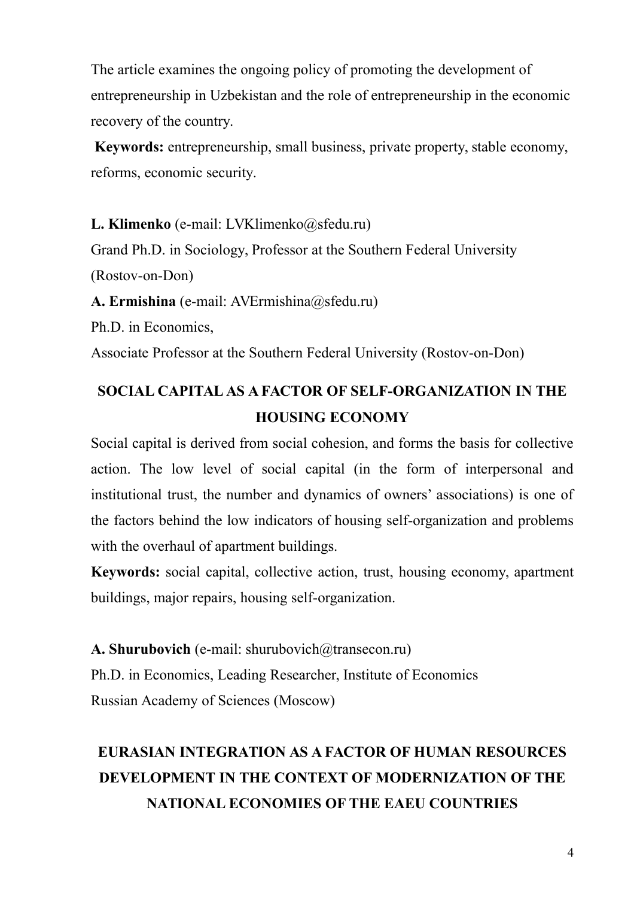The article examines the ongoing policy of promoting the development of entrepreneurship in Uzbekistan and the role of entrepreneurship in the economic recovery of the country.

**Keywords:** entrepreneurship, small business, private property, stable economy, reforms, economic security.

**L. Klimenko** (e-mail: LVKlimenko@sfedu.ru)

Grand Ph.D. in Sociology, Professor at the Southern Federal University (Rostov-on-Don)

**A. Ermishina** (e-mail: AVErmishina@sfedu.ru)

Ph.D. in Economics,

Associate Professor at the Southern Federal University (Rostov-on-Don)

## SOCIAL CAPITAL AS A FACTOR OF SELF-ORGANIZATION IN THE HOUSING ECONOMY

Social capital is derived from social cohesion, and forms the basis for collective action. The low level of social capital (in the form of interpersonal and institutional trust, the number and dynamics of owners' associations) is one of the factors behind the low indicators of housing self-organization and problems with the overhaul of apartment buildings.

**Keywords:** social capital, collective action, trust, housing economy, apartment buildings, major repairs, housing self-organization.

**A. Shurubovich** (e-mail: shurubovich@transecon.ru)

Ph.D. in Economics, Leading Researcher, Institute of Economics Russian Academy of Sciences (Moscow)

## EURASIAN INTEGRATION AS A FACTOR OF HUMAN RESOURCES DEVELOPMENT IN THE CONTEXT OF MODERNIZATION OF THE NATIONAL ECONOMIES OF THE EAEU COUNTRIES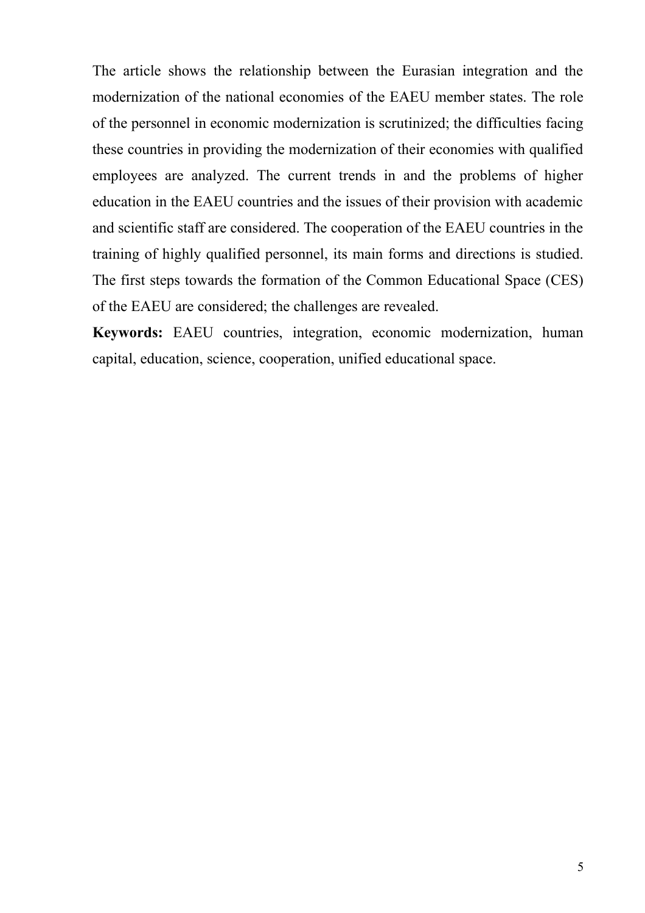The article shows the relationship between the Eurasian integration and the modernization of the national economies of the EAEU member states. The role of the personnel in economic modernization is scrutinized; the difficulties facing these countries in providing the modernization of their economies with qualified employees are analyzed. The current trends in and the problems of higher education in the EAEU countries and the issues of their provision with academic and scientific staff are considered. The cooperation of the EAEU countries in the training of highly qualified personnel, its main forms and directions is studied. The first steps towards the formation of the Common Educational Space (CES) of the EAEU are considered; the challenges are revealed.

**Keywords:** EAEU countries, integration, economic modernization, human capital, education, science, cooperation, unified educational space.